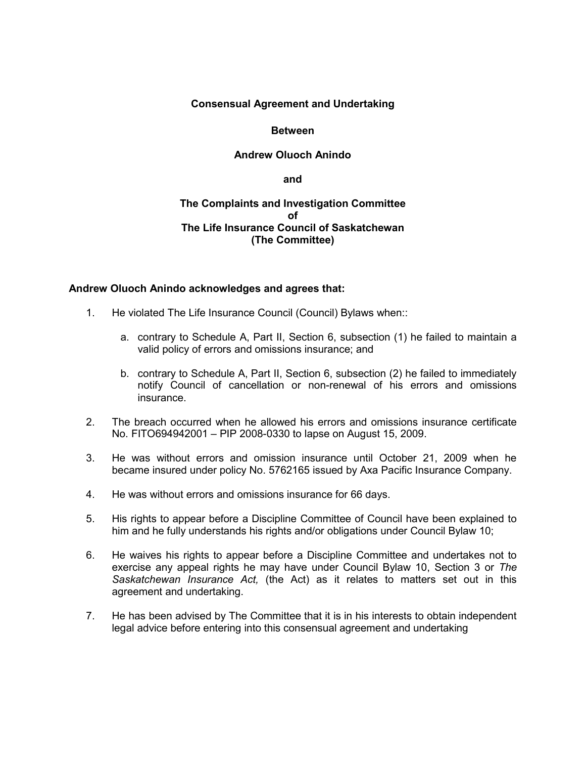**Consensual Agreement and Undertaking**

**Between**

**Andrew Oluoch Anindo**

**and**

**The Complaints and Investigation Committee of The Life Insurance Council of Saskatchewan (The Committee)**

**Andrew Oluoch Anindo acknowledges and agrees that:**

1. He violated The Life Insurance Council (Council) Bylaws when::

   a. contrary to Schedule A, Part II, Section 6, subsection (1) he failed to maintain a valid policy of errors and omissions insurance; and

   b. contrary to Schedule A, Part II, Section 6, subsection (2) he failed to immediately notify Council of cancellation or non-renewal of his errors and omissions insurance.

2. The breach occurred when he allowed his errors and omissions insurance certificate No. FITO694942001 – PIP 2008-0330 to lapse on August 15, 2009.

3. He was without errors and omission insurance until October 21, 2009 when he became insured under policy No. 5762165 issued by Axa Pacific Insurance Company.

4. He was without errors and omissions insurance for 66 days.

5. His rights to appear before a Discipline Committee of Council have been explained to him and he fully understands his rights and/or obligations under Council Bylaw 10;

6. He waives his rights to appear before a Discipline Committee and undertakes not to exercise any appeal rights he may have under Council Bylaw 10, Section 3 or *The Saskatchewan Insurance Act,* (the Act) as it relates to matters set out in this agreement and undertaking.

7. He has been advised by The Committee that it is in his interests to obtain independent legal advice before entering into this consensual agreement and undertaking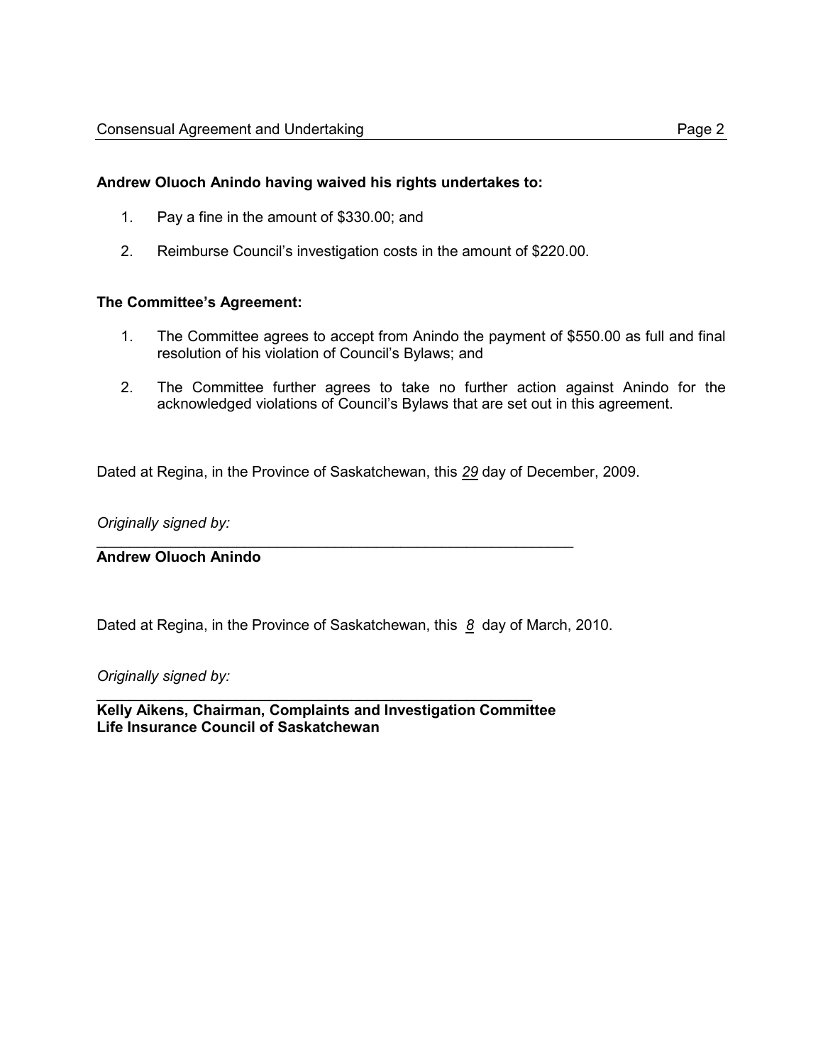**Andrew Oluoch Anindo having waived his rights undertakes to:**

1. Pay a fine in the amount of $330.00; and
2. Reimburse Council's investigation costs in the amount of $220.00.

**The Committee's Agreement:**

1. The Committee agrees to accept from Anindo the payment of $550.00 as full and final resolution of his violation of Council's Bylaws; and
2. The Committee further agrees to take no further action against Anindo for the acknowledged violations of Council's Bylaws that are set out in this agreement.

Dated at Regina, in the Province of Saskatchewan, this *29* day of December, 2009.

*Originally signed by:*

**Andrew Oluoch Anindo**

Dated at Regina, in the Province of Saskatchewan, this *8* day of March, 2010.

*Originally signed by:*

**Kelly Aikens, Chairman, Complaints and Investigation Committee**
**Life Insurance Council of Saskatchewan**